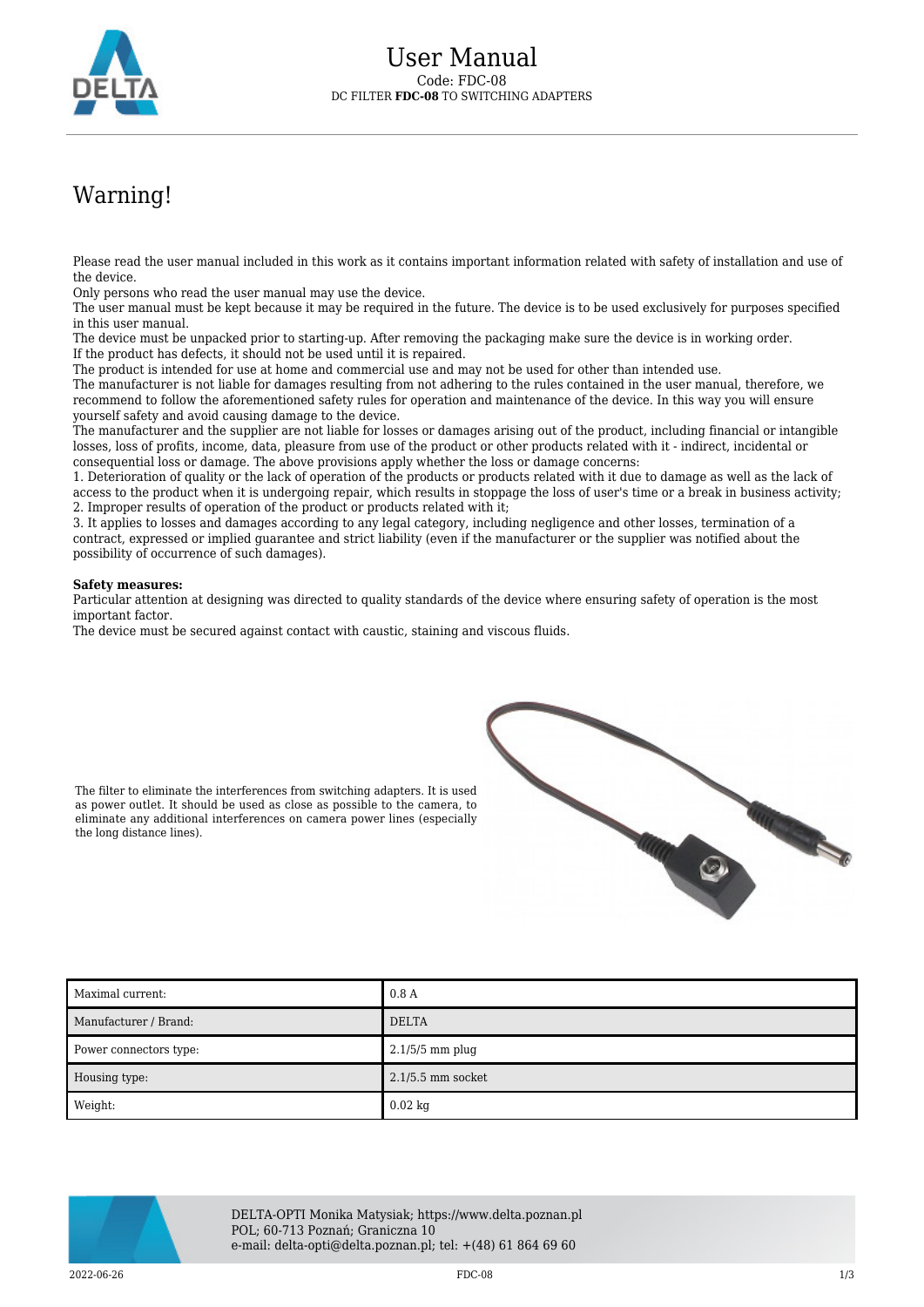# User Manual

Code: FDC-08

DC FILTER **FDC-08** TO SWITCHING ADAPTERS

## Warning!

Please read the user manual included in this work as it contains important information related with safety of installation and use of the device.

Only persons who read the user manual may use the device.

The user manual must be kept because it may be required in the future. The device is to be used exclusively for purposes specified in this user manual.

The device must be unpacked prior to starting-up. After removing the packaging make sure the device is in working order.

If the product has defects, it should not be used until it is repaired.

The product is intended for use at home and commercial use and may not be used for other than intended use.

The manufacturer is not liable for damages resulting from not adhering to the rules contained in the user manual, therefore, we recommend to follow the aforementioned safety rules for operation and maintenance of the device. In this way you will ensure yourself safety and avoid causing damage to the device.

The manufacturer and the supplier are not liable for losses or damages arising out of the product, including financial or intangible losses, loss of profits, income, data, pleasure from use of the product or other products related with it - indirect, incidental or consequential loss or damage. The above provisions apply whether the loss or damage concerns:

1. Deterioration of quality or the lack of operation of the products or products related with it due to damage as well as the lack of access to the product when it is undergoing repair, which results in stoppage the loss of user's time or a break in business activity;
2. Improper results of operation of the product or products related with it;
3. It applies to losses and damages according to any legal category, including negligence and other losses, termination of a contract, expressed or implied guarantee and strict liability (even if the manufacturer or the supplier was notified about the possibility of occurrence of such damages).

**Safety measures:**

Particular attention at designing was directed to quality standards of the device where ensuring safety of operation is the most important factor.

The device must be secured against contact with caustic, staining and viscous fluids.

The filter to eliminate the interferences from switching adapters. It is used as power outlet. It should be used as close as possible to the camera, to eliminate any additional interferences on camera power lines (especially the long distance lines).

| | |
|---|---|
| Maximal current: | 0.8 A |
| Manufacturer / Brand: | DELTA |
| Power connectors type: | 2.1/5/5 mm plug |
| Housing type: | 2.1/5.5 mm socket |
| Weight: | 0.02 kg |

DELTA-OPTI Monika Matysiak; https://www.delta.poznan.pl
POL; 60-713 Poznań; Graniczna 10
e-mail: delta-opti@delta.poznan.pl; tel: +(48) 61 864 69 60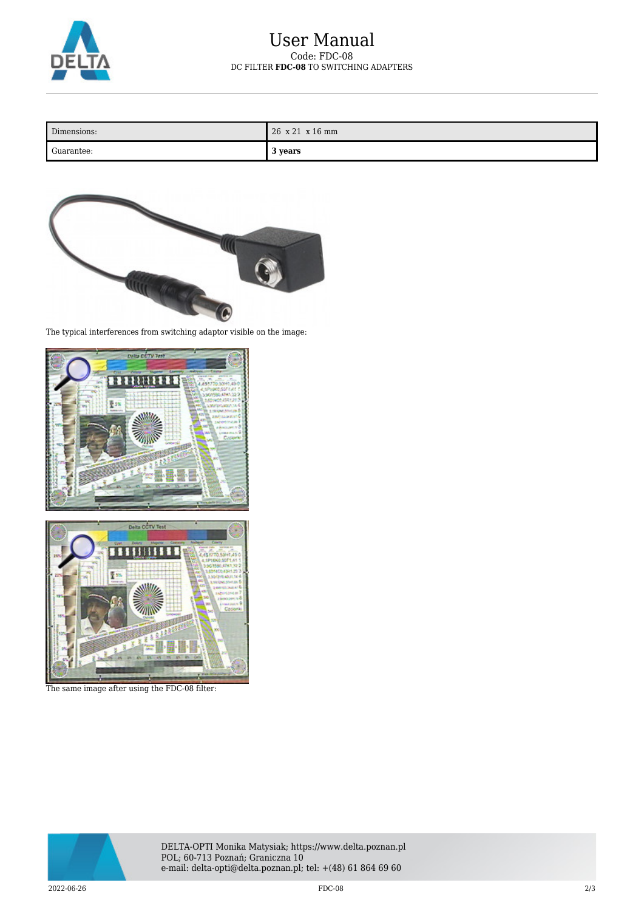| | |
|---|---|
| Dimensions: | 26 x 21 x 16 mm |
| Guarantee: | **3 years** |

The typical interferences from switching adaptor visible on the image:

The same image after using the FDC-08 filter: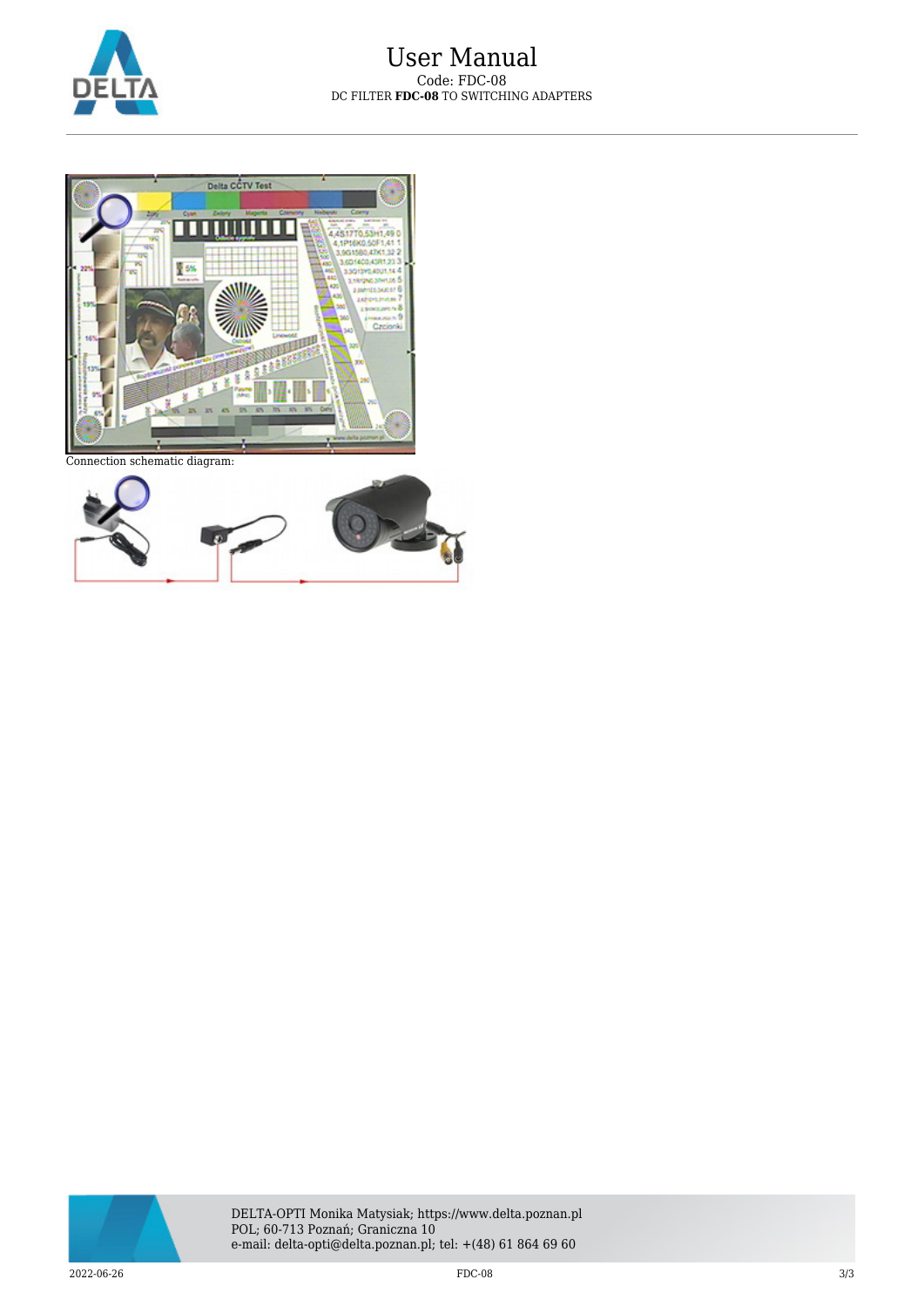Connection schematic diagram: